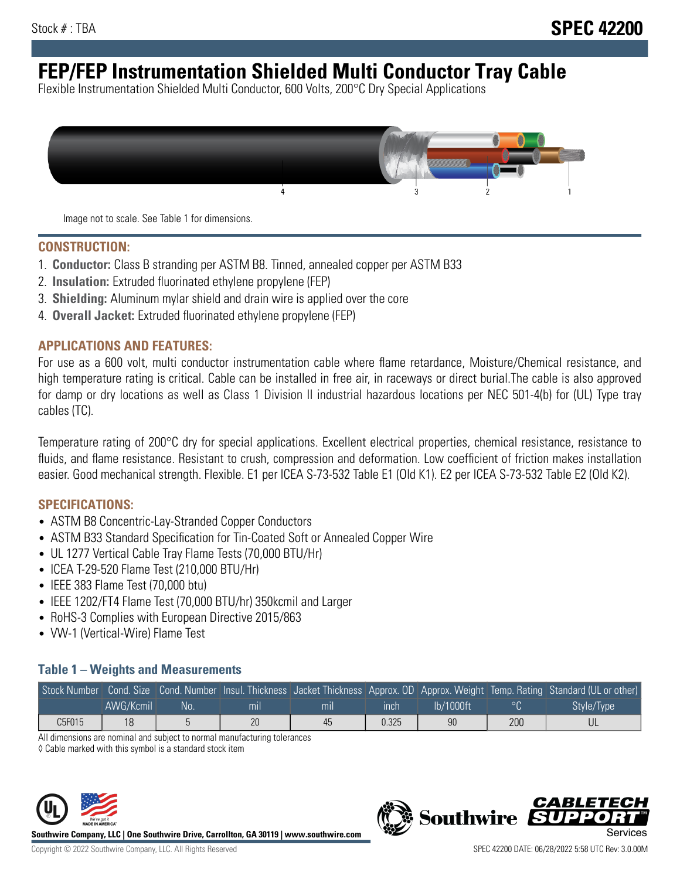Stock # : TBA

**SPEC 42200**

# FEP/FEP Instrumentation Shielded Multi Conductor Tray Cable

Flexible Instrumentation Shielded Multi Conductor, 600 Volts, 200°C Dry Special Applications

Image not to scale. See Table 1 for dimensions.

## CONSTRUCTION:

1. **Conductor:** Class B stranding per ASTM B8. Tinned, annealed copper per ASTM B33
2. **Insulation:** Extruded fluorinated ethylene propylene (FEP)
3. **Shielding:** Aluminum mylar shield and drain wire is applied over the core
4. **Overall Jacket:** Extruded fluorinated ethylene propylene (FEP)

## APPLICATIONS AND FEATURES:

For use as a 600 volt, multi conductor instrumentation cable where flame retardance, Moisture/Chemical resistance, and high temperature rating is critical. Cable can be installed in free air, in raceways or direct burial.The cable is also approved for damp or dry locations as well as Class 1 Division II industrial hazardous locations per NEC 501-4(b) for (UL) Type tray cables (TC).

Temperature rating of 200°C dry for special applications. Excellent electrical properties, chemical resistance, resistance to fluids, and flame resistance. Resistant to crush, compression and deformation. Low coefficient of friction makes installation easier. Good mechanical strength. Flexible. E1 per ICEA S-73-532 Table E1 (Old K1). E2 per ICEA S-73-532 Table E2 (Old K2).

## SPECIFICATIONS:

- ASTM B8 Concentric-Lay-Stranded Copper Conductors
- ASTM B33 Standard Specification for Tin-Coated Soft or Annealed Copper Wire
- UL 1277 Vertical Cable Tray Flame Tests (70,000 BTU/Hr)
- ICEA T-29-520 Flame Test (210,000 BTU/Hr)
- IEEE 383 Flame Test (70,000 btu)
- IEEE 1202/FT4 Flame Test (70,000 BTU/hr) 350kcmil and Larger
- RoHS-3 Complies with European Directive 2015/863
- VW-1 (Vertical-Wire) Flame Test

### Table 1 – Weights and Measurements

| Stock Number | Cond. Size | Cond. Number | Insul. Thickness | Jacket Thickness | Approx. OD | Approx. Weight | Temp. Rating | Standard (UL or other) |
|---|---|---|---|---|---|---|---|---|
| | AWG/Kcmil | No. | mil | mil | inch | lb/1000ft | °C | Style/Type |
| C5F015 | 18 | 5 | 20 | 45 | 0.325 | 90 | 200 | UL |

All dimensions are nominal and subject to normal manufacturing tolerances

◊ Cable marked with this symbol is a standard stock item

Southwire Company, LLC | One Southwire Drive, Carrollton, GA 30119 | www.southwire.com

Copyright © 2022 Southwire Company, LLC. All Rights Reserved

SPEC 42200 DATE: 06/28/2022 5:58 UTC Rev: 3.0.00M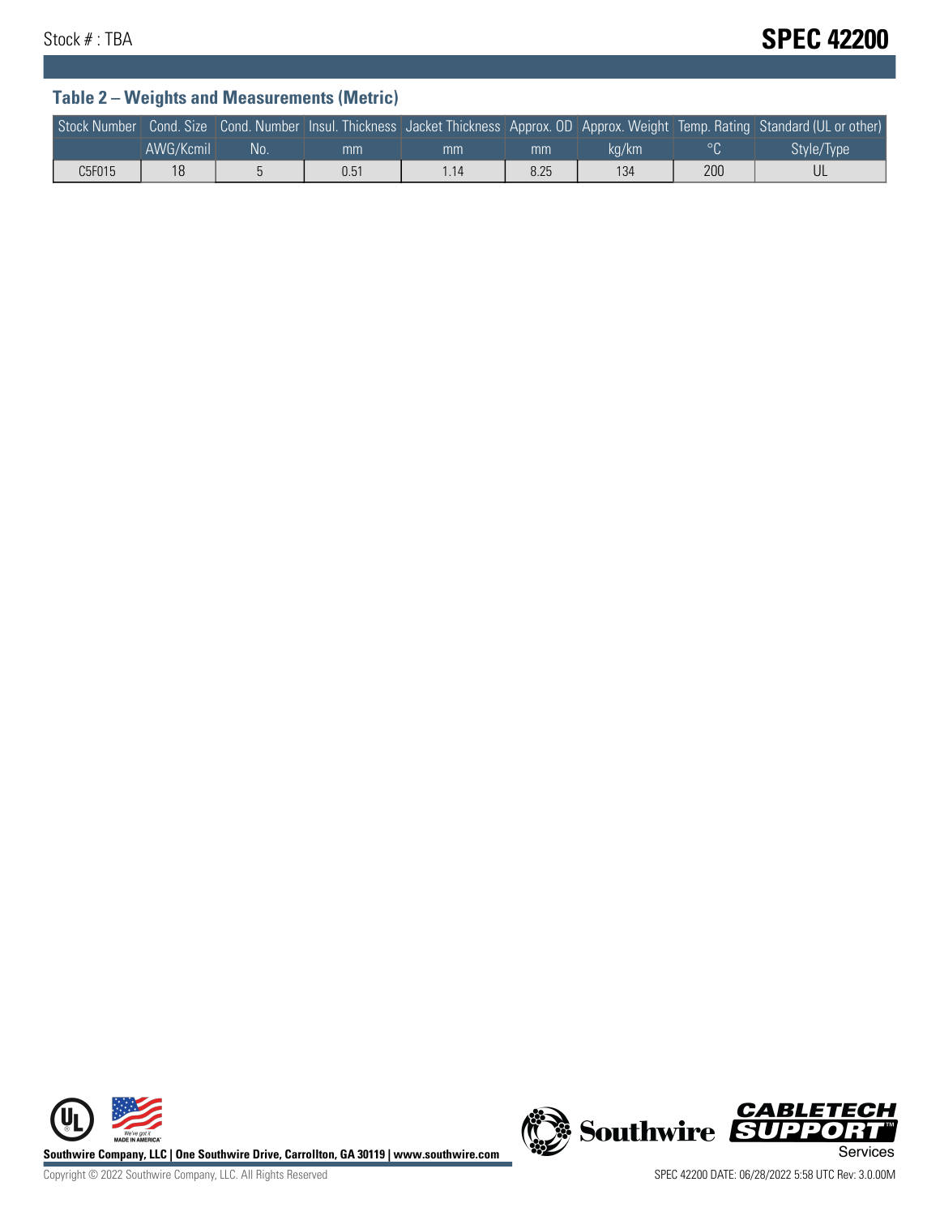## Table 2 – Weights and Measurements (Metric)

| Stock Number | Cond. Size | Cond. Number | Insul. Thickness | Jacket Thickness | Approx. OD | Approx. Weight | Temp. Rating | Standard (UL or other) |
|---|---|---|---|---|---|---|---|---|
| | AWG/Kcmil | No. | mm | mm | mm | kg/km | °C | Style/Type |
| C5F015 | 18 | 5 | 0.51 | 1.14 | 8.25 | 134 | 200 | UL |